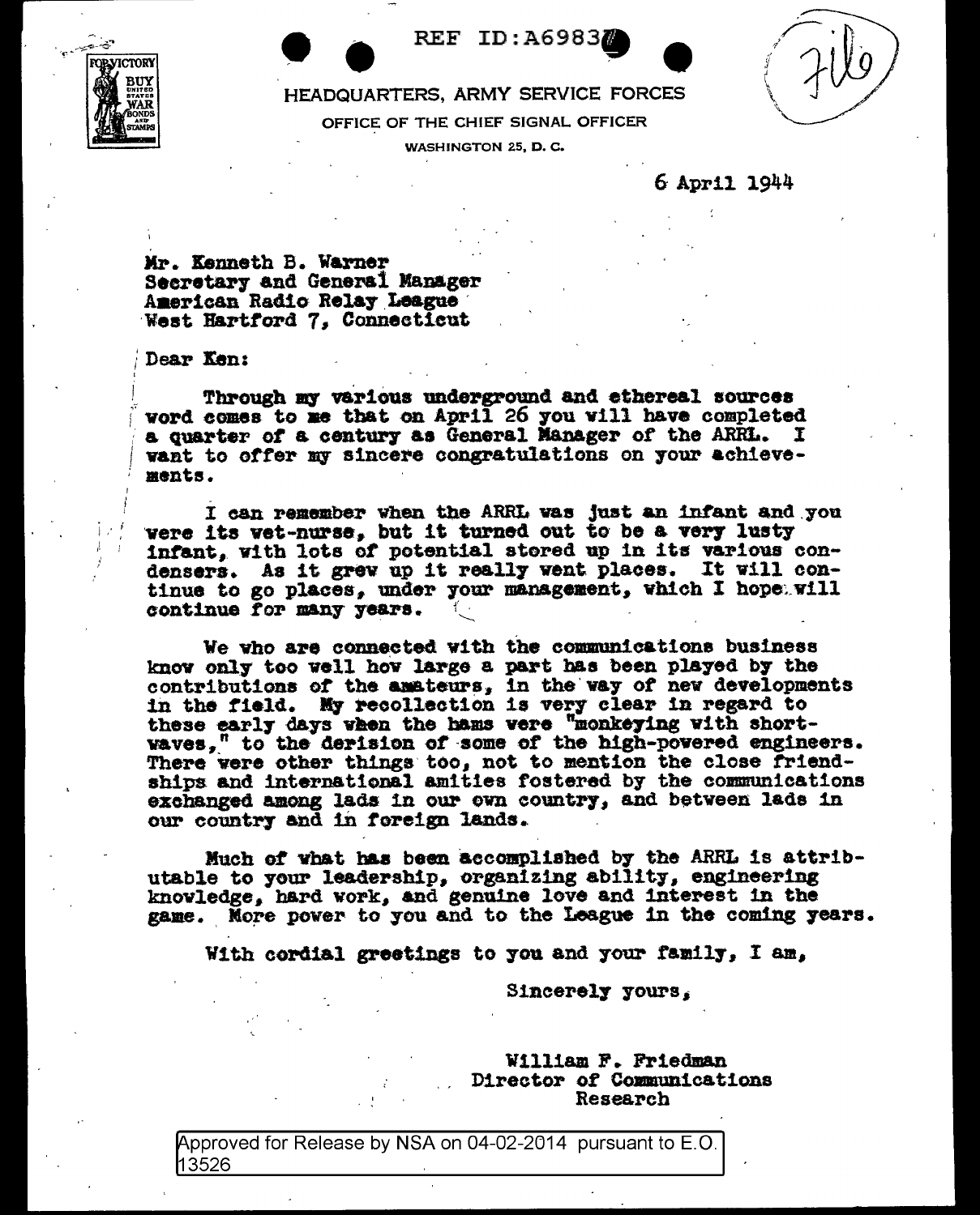REF ID:A69837

HEADQUARTERS, ARMY SERVICE FORCES

OFFICE OF THE CHIEF SIGNAL OFFICER

WASHINGTON 25, D. C.

File

6 April 1944

Mr. Kenneth B. Warner
Secretary and General Manager
American Radio Relay League
West Hartford 7, Connecticut

Dear Ken:

Through my various underground and ethereal sources word comes to me that on April 26 you will have completed a quarter of a century as General Manager of the ARRL. I want to offer my sincere congratulations on your achievements.

I can remember when the ARRL was just an infant and you were its wet-nurse, but it turned out to be a very lusty infant, with lots of potential stored up in its various condensers. As it grew up it really went places. It will continue to go places, under your management, which I hope will continue for many years.

We who are connected with the communications business know only too well how large a part has been played by the contributions of the amateurs, in the way of new developments in the field. My recollection is very clear in regard to these early days when the hams were "monkeying with short-waves," to the derision of some of the high-powered engineers. There were other things too, not to mention the close friendships and international amities fostered by the communications exchanged among lads in our own country, and between lads in our country and in foreign lands.

Much of what has been accomplished by the ARRL is attributable to your leadership, organizing ability, engineering knowledge, hard work, and genuine love and interest in the game. More power to you and to the League in the coming years.

With cordial greetings to you and your family, I am,

Sincerely yours,

William F. Friedman
Director of Communications
Research

Approved for Release by NSA on 04-02-2014 pursuant to E.O. 13526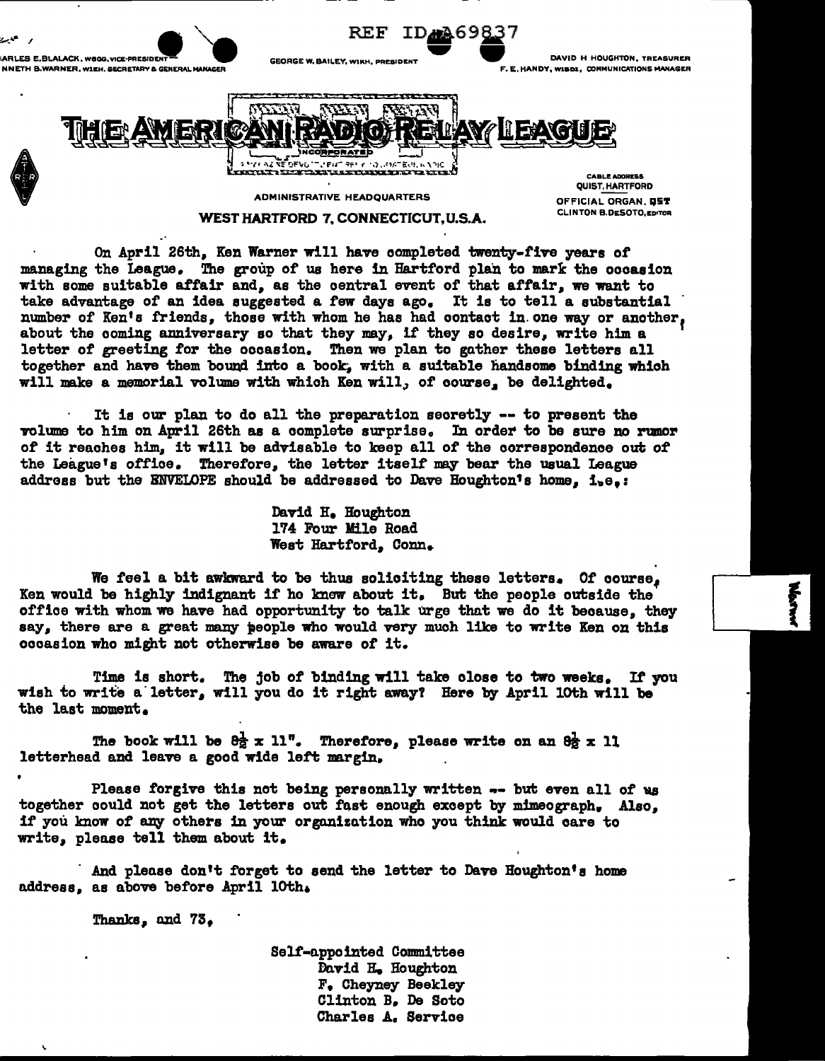REF ID:A69837

ARLES E. BLALACK, W6GG, VICE-PRESIDENT
NNETH B. WARNER, W1EH, SECRETARY & GENERAL MANAGER

GEORGE W. BAILEY, W1KH, PRESIDENT

DAVID H HOUGHTON, TREASURER
F. E. HANDY, W1BDI, COMMUNICATIONS MANAGER

# THE AMERICAN RADIO RELAY LEAGUE

INCORPORATED

ADMINISTRATIVE HEADQUARTERS

WEST HARTFORD 7, CONNECTICUT, U.S.A.

CABLE ADDRESS
QUIST, HARTFORD
OFFICIAL ORGAN, QST
CLINTON B. DESOTO, EDITOR

On April 26th, Ken Warner will have completed twenty-five years of managing the League. The group of us here in Hartford plan to mark the occasion with some suitable affair and, as the central event of that affair, we want to take advantage of an idea suggested a few days ago. It is to tell a substantial number of Ken's friends, those with whom he has had contact in one way or another, about the coming anniversary so that they may, if they so desire, write him a letter of greeting for the occasion. Then we plan to gather these letters all together and have them bound into a book, with a suitable handsome binding which will make a memorial volume with which Ken will, of course, be delighted.

It is our plan to do all the preparation secretly -- to present the volume to him on April 26th as a complete surprise. In order to be sure no rumor of it reaches him, it will be advisable to keep all of the correspondence out of the League's office. Therefore, the letter itself may bear the usual League address but the ENVELOPE should be addressed to Dave Houghton's home, i.e.,:

David H. Houghton
174 Four Mile Road
West Hartford, Conn.

We feel a bit awkward to be thus soliciting these letters. Of course, Ken would be highly indignant if he knew about it. But the people outside the office with whom we have had opportunity to talk urge that we do it because, they say, there are a great many people who would very much like to write Ken on this occasion who might not otherwise be aware of it.

Time is short. The job of binding will take close to two weeks. If you wish to write a letter, will you do it right away? Here by April 10th will be the last moment.

The book will be 8½ x 11". Therefore, please write on an 8½ x 11 letterhead and leave a good wide left margin.

Please forgive this not being personally written -- but even all of us together could not get the letters out fast enough except by mimeograph. Also, if you know of any others in your organization who you think would care to write, please tell them about it.

And please don't forget to send the letter to Dave Houghton's home address, as above before April 10th.

Thanks, and 73,

Self-appointed Committee
David H. Houghton
F. Cheyney Beekley
Clinton B. De Soto
Charles A. Service